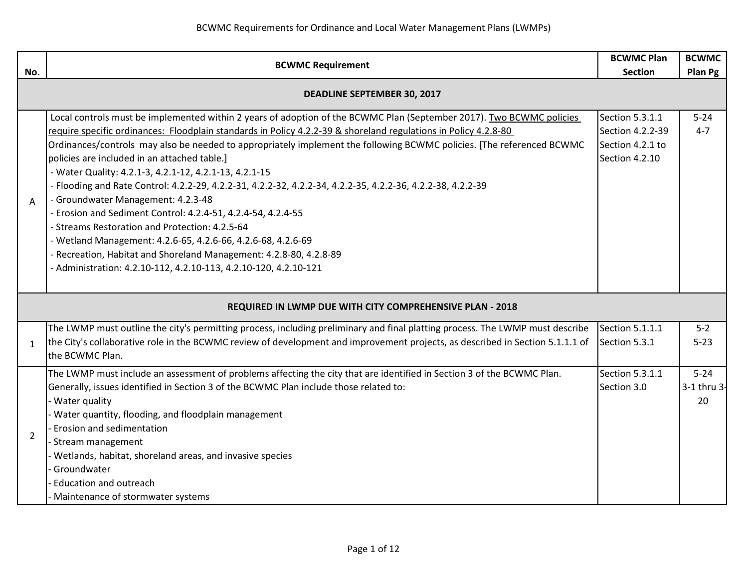# BCWMC Requirements for Ordinance and Local Water Management Plans (LWMPs)

| No. | BCWMC Requirement | BCWMC Plan Section | BCWMC Plan Pg |
|---|---|---|---|
| | **DEADLINE SEPTEMBER 30, 2017** | | |
| A | Local controls must be implemented within 2 years of adoption of the BCWMC Plan (September 2017). <u>Two BCWMC policies require specific ordinances: Floodplain standards in Policy 4.2.2-39 & shoreland regulations in Policy 4.2.8-80</u><br>Ordinances/controls may also be needed to appropriately implement the following BCWMC policies. [The referenced BCWMC policies are included in an attached table.]<br>- Water Quality: 4.2.1-3, 4.2.1-12, 4.2.1-13, 4.2.1-15<br>- Flooding and Rate Control: 4.2.2-29, 4.2.2-31, 4.2.2-32, 4.2.2-34, 4.2.2-35, 4.2.2-36, 4.2.2-38, 4.2.2-39<br>- Groundwater Management: 4.2.3-48<br>- Erosion and Sediment Control: 4.2.4-51, 4.2.4-54, 4.2.4-55<br>- Streams Restoration and Protection: 4.2.5-64<br>- Wetland Management: 4.2.6-65, 4.2.6-66, 4.2.6-68, 4.2.6-69<br>- Recreation, Habitat and Shoreland Management: 4.2.8-80, 4.2.8-89<br>- Administration: 4.2.10-112, 4.2.10-113, 4.2.10-120, 4.2.10-121 | Section 5.3.1.1<br>Section 4.2.2-39<br>Section 4.2.1 to Section 4.2.10 | 5-24<br>4-7 |
| | **REQUIRED IN LWMP DUE WITH CITY COMPREHENSIVE PLAN - 2018** | | |
| 1 | The LWMP must outline the city's permitting process, including preliminary and final platting process. The LWMP must describe the City's collaborative role in the BCWMC review of development and improvement projects, as described in Section 5.1.1.1 of the BCWMC Plan. | Section 5.1.1.1<br>Section 5.3.1 | 5-2<br>5-23 |
| 2 | The LWMP must include an assessment of problems affecting the city that are identified in Section 3 of the BCWMC Plan. Generally, issues identified in Section 3 of the BCWMC Plan include those related to:<br>- Water quality<br>- Water quantity, flooding, and floodplain management<br>- Erosion and sedimentation<br>- Stream management<br>- Wetlands, habitat, shoreland areas, and invasive species<br>- Groundwater<br>- Education and outreach<br>- Maintenance of stormwater systems | Section 5.3.1.1<br>Section 3.0 | 5-24<br>3-1 thru 3-20 |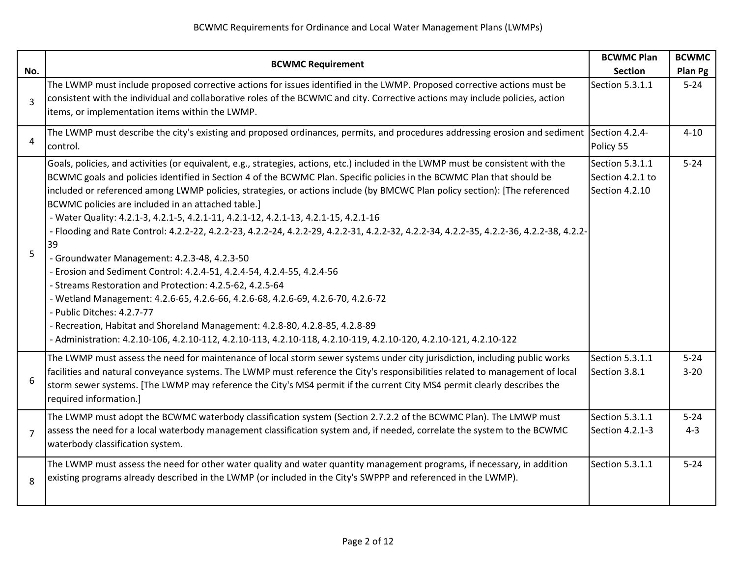BCWMC Requirements for Ordinance and Local Water Management Plans (LWMPs)

| No. | BCWMC Requirement | BCWMC Plan Section | BCWMC Plan Pg |
|---|---|---|---|
| 3 | The LWMP must include proposed corrective actions for issues identified in the LWMP. Proposed corrective actions must be consistent with the individual and collaborative roles of the BCWMC and city. Corrective actions may include policies, action items, or implementation items within the LWMP. | Section 5.3.1.1 | 5-24 |
| 4 | The LWMP must describe the city's existing and proposed ordinances, permits, and procedures addressing erosion and sediment control. | Section 4.2.4-Policy 55 | 4-10 |
| 5 | Goals, policies, and activities (or equivalent, e.g., strategies, actions, etc.) included in the LWMP must be consistent with the BCWMC goals and policies identified in Section 4 of the BCWMC Plan. Specific policies in the BCWMC Plan that should be included or referenced among LWMP policies, strategies, or actions include (by BMCWC Plan policy section): [The referenced BCWMC policies are included in an attached table.]<br>- Water Quality: 4.2.1-3, 4.2.1-5, 4.2.1-11, 4.2.1-12, 4.2.1-13, 4.2.1-15, 4.2.1-16<br>- Flooding and Rate Control: 4.2.2-22, 4.2.2-23, 4.2.2-24, 4.2.2-29, 4.2.2-31, 4.2.2-32, 4.2.2-34, 4.2.2-35, 4.2.2-36, 4.2.2-38, 4.2.2-39<br>- Groundwater Management: 4.2.3-48, 4.2.3-50<br>- Erosion and Sediment Control: 4.2.4-51, 4.2.4-54, 4.2.4-55, 4.2.4-56<br>- Streams Restoration and Protection: 4.2.5-62, 4.2.5-64<br>- Wetland Management: 4.2.6-65, 4.2.6-66, 4.2.6-68, 4.2.6-69, 4.2.6-70, 4.2.6-72<br>- Public Ditches: 4.2.7-77<br>- Recreation, Habitat and Shoreland Management: 4.2.8-80, 4.2.8-85, 4.2.8-89<br>- Administration: 4.2.10-106, 4.2.10-112, 4.2.10-113, 4.2.10-118, 4.2.10-119, 4.2.10-120, 4.2.10-121, 4.2.10-122 | Section 5.3.1.1<br>Section 4.2.1 to Section 4.2.10 | 5-24 |
| 6 | The LWMP must assess the need for maintenance of local storm sewer systems under city jurisdiction, including public works facilities and natural conveyance systems. The LWMP must reference the City's responsibilities related to management of local storm sewer systems. [The LWMP may reference the City's MS4 permit if the current City MS4 permit clearly describes the required information.] | Section 5.3.1.1<br>Section 3.8.1 | 5-24<br>3-20 |
| 7 | The LWMP must adopt the BCWMC waterbody classification system (Section 2.7.2.2 of the BCWMC Plan). The LMWP must assess the need for a local waterbody management classification system and, if needed, correlate the system to the BCWMC waterbody classification system. | Section 5.3.1.1<br>Section 4.2.1-3 | 5-24<br>4-3 |
| 8 | The LWMP must assess the need for other water quality and water quantity management programs, if necessary, in addition existing programs already described in the LWMP (or included in the City's SWPPP and referenced in the LWMP). | Section 5.3.1.1 | 5-24 |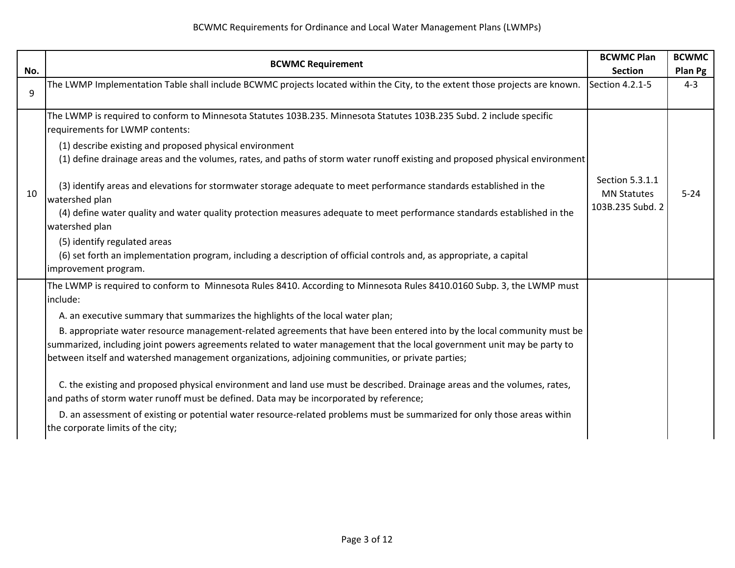| No. | BCWMC Requirement | BCWMC Plan Section | BCWMC Plan Pg |
|---|---|---|---|
| 9 | The LWMP Implementation Table shall include BCWMC projects located within the City, to the extent those projects are known. | Section 4.2.1-5 | 4-3 |
| 10 | The LWMP is required to conform to Minnesota Statutes 103B.235. Minnesota Statutes 103B.235 Subd. 2 include specific requirements for LWMP contents:<br>(1) describe existing and proposed physical environment<br>(1) define drainage areas and the volumes, rates, and paths of storm water runoff existing and proposed physical environment<br>(3) identify areas and elevations for stormwater storage adequate to meet performance standards established in the watershed plan<br>(4) define water quality and water quality protection measures adequate to meet performance standards established in the watershed plan<br>(5) identify regulated areas<br>(6) set forth an implementation program, including a description of official controls and, as appropriate, a capital improvement program. | Section 5.3.1.1 MN Statutes 103B.235 Subd. 2 | 5-24 |
| | The LWMP is required to conform to Minnesota Rules 8410. According to Minnesota Rules 8410.0160 Subp. 3, the LWMP must include:<br>A. an executive summary that summarizes the highlights of the local water plan;<br>B. appropriate water resource management-related agreements that have been entered into by the local community must be summarized, including joint powers agreements related to water management that the local government unit may be party to between itself and watershed management organizations, adjoining communities, or private parties;<br>C. the existing and proposed physical environment and land use must be described. Drainage areas and the volumes, rates, and paths of storm water runoff must be defined. Data may be incorporated by reference;<br>D. an assessment of existing or potential water resource-related problems must be summarized for only those areas within the corporate limits of the city; | | |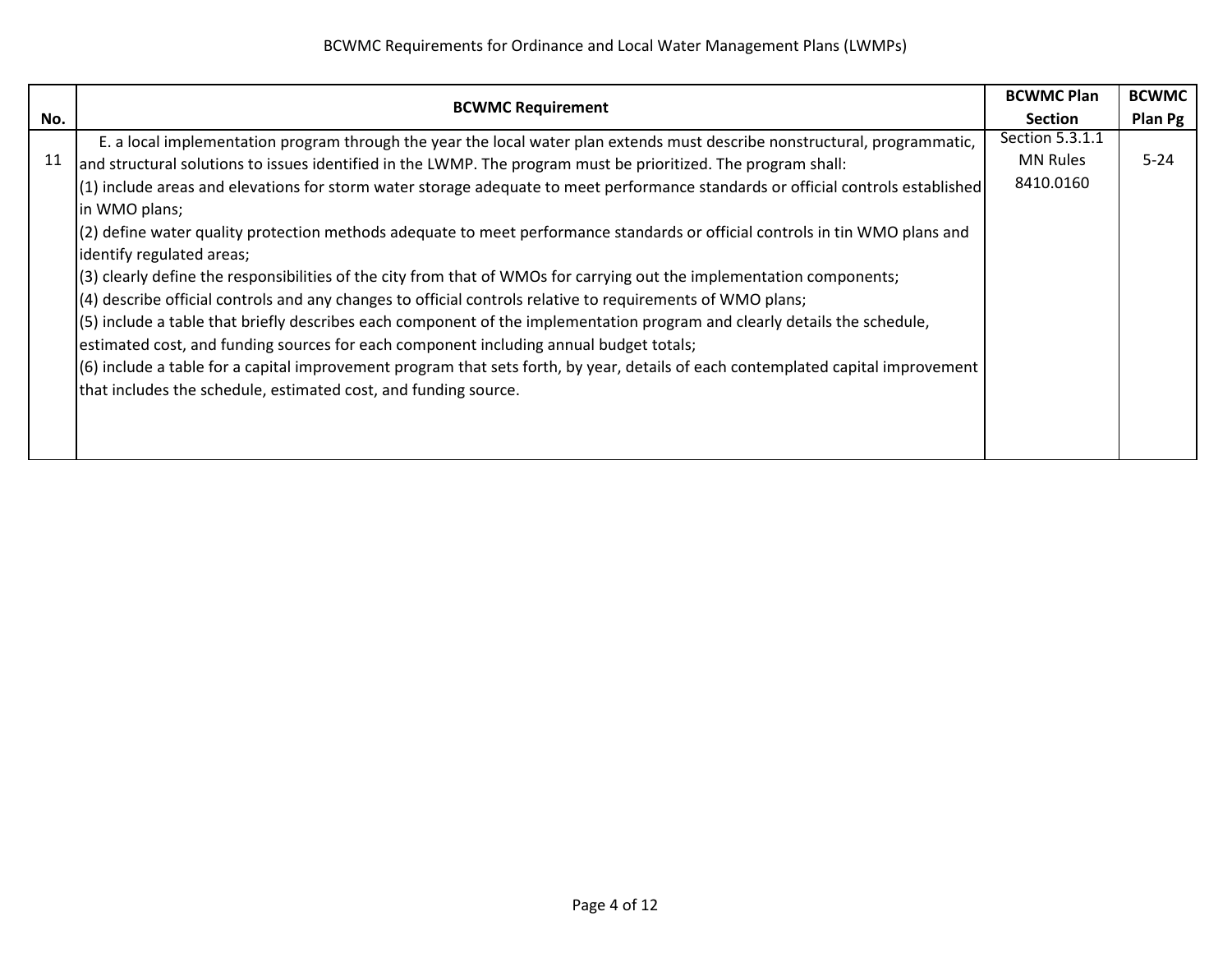| No. | BCWMC Requirement | BCWMC Plan Section | BCWMC Plan Pg |
|---|---|---|---|
| 11 | E. a local implementation program through the year the local water plan extends must describe nonstructural, programmatic, and structural solutions to issues identified in the LWMP. The program must be prioritized. The program shall:<br>(1) include areas and elevations for storm water storage adequate to meet performance standards or official controls established in WMO plans;<br>(2) define water quality protection methods adequate to meet performance standards or official controls in tin WMO plans and identify regulated areas;<br>(3) clearly define the responsibilities of the city from that of WMOs for carrying out the implementation components;<br>(4) describe official controls and any changes to official controls relative to requirements of WMO plans;<br>(5) include a table that briefly describes each component of the implementation program and clearly details the schedule, estimated cost, and funding sources for each component including annual budget totals;<br>(6) include a table for a capital improvement program that sets forth, by year, details of each contemplated capital improvement that includes the schedule, estimated cost, and funding source. | Section 5.3.1.1<br>MN Rules<br>8410.0160 | 5-24 |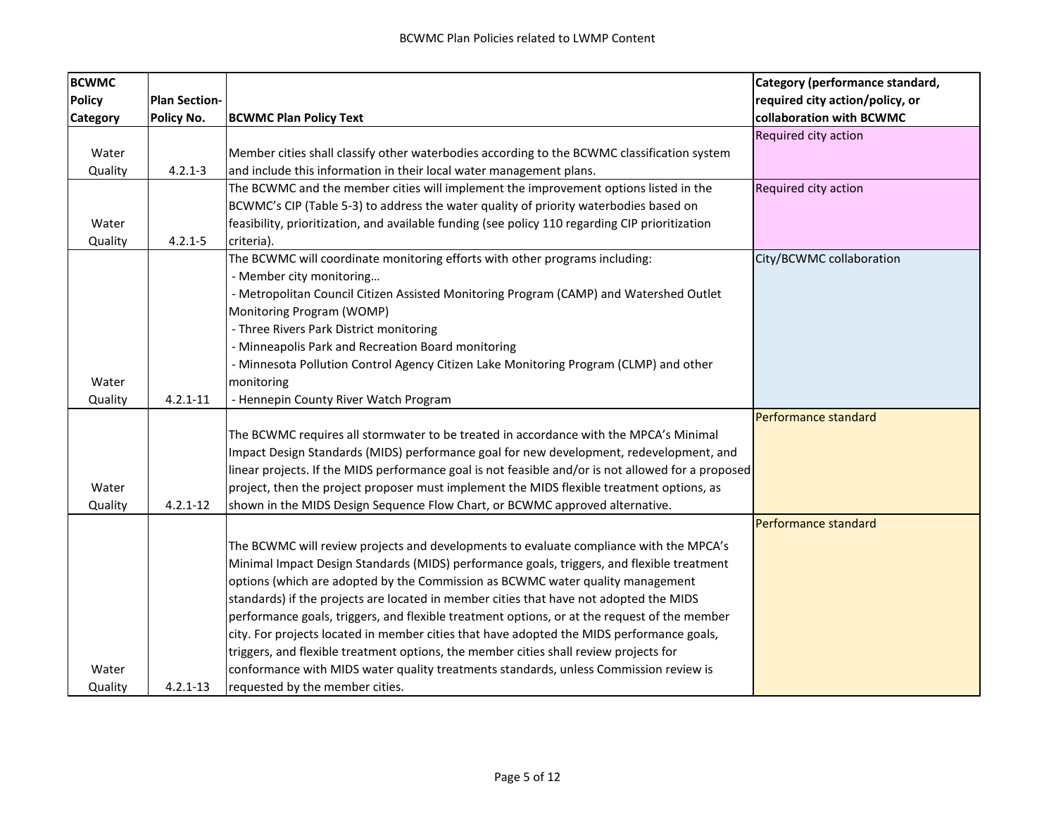BCWMC Plan Policies related to LWMP Content

| BCWMC Policy Category | Plan Section-Policy No. | BCWMC Plan Policy Text | Category (performance standard, required city action/policy, or collaboration with BCWMC |
|---|---|---|---|
| Water Quality | 4.2.1-3 | Member cities shall classify other waterbodies according to the BCWMC classification system and include this information in their local water management plans. | Required city action |
| Water Quality | 4.2.1-5 | The BCWMC and the member cities will implement the improvement options listed in the BCWMC's CIP (Table 5-3) to address the water quality of priority waterbodies based on feasibility, prioritization, and available funding (see policy 110 regarding CIP prioritization criteria). | Required city action |
| Water Quality | 4.2.1-11 | The BCWMC will coordinate monitoring efforts with other programs including:<br>- Member city monitoring…<br>- Metropolitan Council Citizen Assisted Monitoring Program (CAMP) and Watershed Outlet Monitoring Program (WOMP)<br>- Three Rivers Park District monitoring<br>- Minneapolis Park and Recreation Board monitoring<br>- Minnesota Pollution Control Agency Citizen Lake Monitoring Program (CLMP) and other monitoring<br>- Hennepin County River Watch Program | City/BCWMC collaboration |
| Water Quality | 4.2.1-12 | The BCWMC requires all stormwater to be treated in accordance with the MPCA's Minimal Impact Design Standards (MIDS) performance goal for new development, redevelopment, and linear projects. If the MIDS performance goal is not feasible and/or is not allowed for a proposed project, then the project proposer must implement the MIDS flexible treatment options, as shown in the MIDS Design Sequence Flow Chart, or BCWMC approved alternative. | Performance standard |
| Water Quality | 4.2.1-13 | The BCWMC will review projects and developments to evaluate compliance with the MPCA's Minimal Impact Design Standards (MIDS) performance goals, triggers, and flexible treatment options (which are adopted by the Commission as BCWMC water quality management standards) if the projects are located in member cities that have not adopted the MIDS performance goals, triggers, and flexible treatment options, or at the request of the member city. For projects located in member cities that have adopted the MIDS performance goals, triggers, and flexible treatment options, the member cities shall review projects for conformance with MIDS water quality treatments standards, unless Commission review is requested by the member cities. | Performance standard |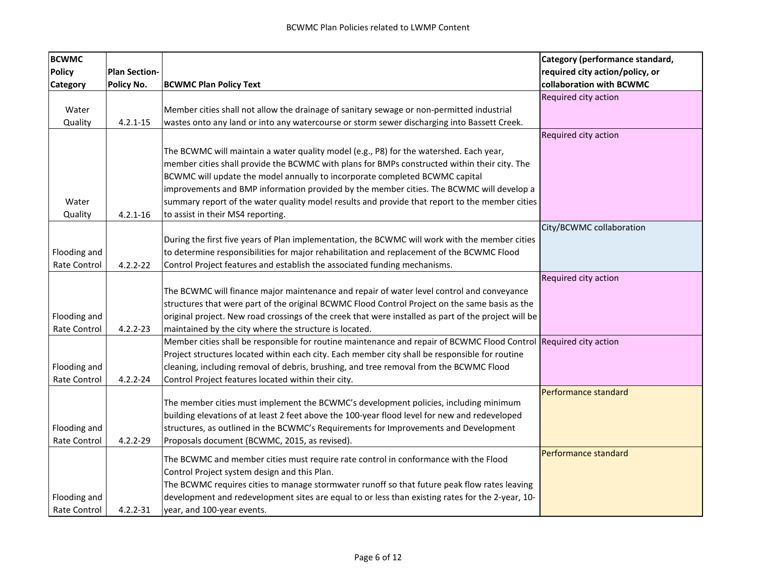| BCWMC Policy Category | Plan Section-Policy No. | BCWMC Plan Policy Text | Category (performance standard, required city action/policy, or collaboration with BCWMC |
|---|---|---|---|
| Water Quality | 4.2.1-15 | Member cities shall not allow the drainage of sanitary sewage or non-permitted industrial wastes onto any land or into any watercourse or storm sewer discharging into Bassett Creek. | Required city action |
| Water Quality | 4.2.1-16 | The BCWMC will maintain a water quality model (e.g., P8) for the watershed. Each year, member cities shall provide the BCWMC with plans for BMPs constructed within their city. The BCWMC will update the model annually to incorporate completed BCWMC capital improvements and BMP information provided by the member cities. The BCWMC will develop a summary report of the water quality model results and provide that report to the member cities to assist in their MS4 reporting. | Required city action |
| Flooding and Rate Control | 4.2.2-22 | During the first five years of Plan implementation, the BCWMC will work with the member cities to determine responsibilities for major rehabilitation and replacement of the BCWMC Flood Control Project features and establish the associated funding mechanisms. | City/BCWMC collaboration |
| Flooding and Rate Control | 4.2.2-23 | The BCWMC will finance major maintenance and repair of water level control and conveyance structures that were part of the original BCWMC Flood Control Project on the same basis as the original project. New road crossings of the creek that were installed as part of the project will be maintained by the city where the structure is located. | Required city action |
| Flooding and Rate Control | 4.2.2-24 | Member cities shall be responsible for routine maintenance and repair of BCWMC Flood Control Project structures located within each city. Each member city shall be responsible for routine cleaning, including removal of debris, brushing, and tree removal from the BCWMC Flood Control Project features located within their city. | Required city action |
| Flooding and Rate Control | 4.2.2-29 | The member cities must implement the BCWMC's development policies, including minimum building elevations of at least 2 feet above the 100-year flood level for new and redeveloped structures, as outlined in the BCWMC's Requirements for Improvements and Development Proposals document (BCWMC, 2015, as revised). | Performance standard |
| Flooding and Rate Control | 4.2.2-31 | The BCWMC and member cities must require rate control in conformance with the Flood Control Project system design and this Plan.<br>The BCWMC requires cities to manage stormwater runoff so that future peak flow rates leaving development and redevelopment sites are equal to or less than existing rates for the 2-year, 10-year, and 100-year events. | Performance standard |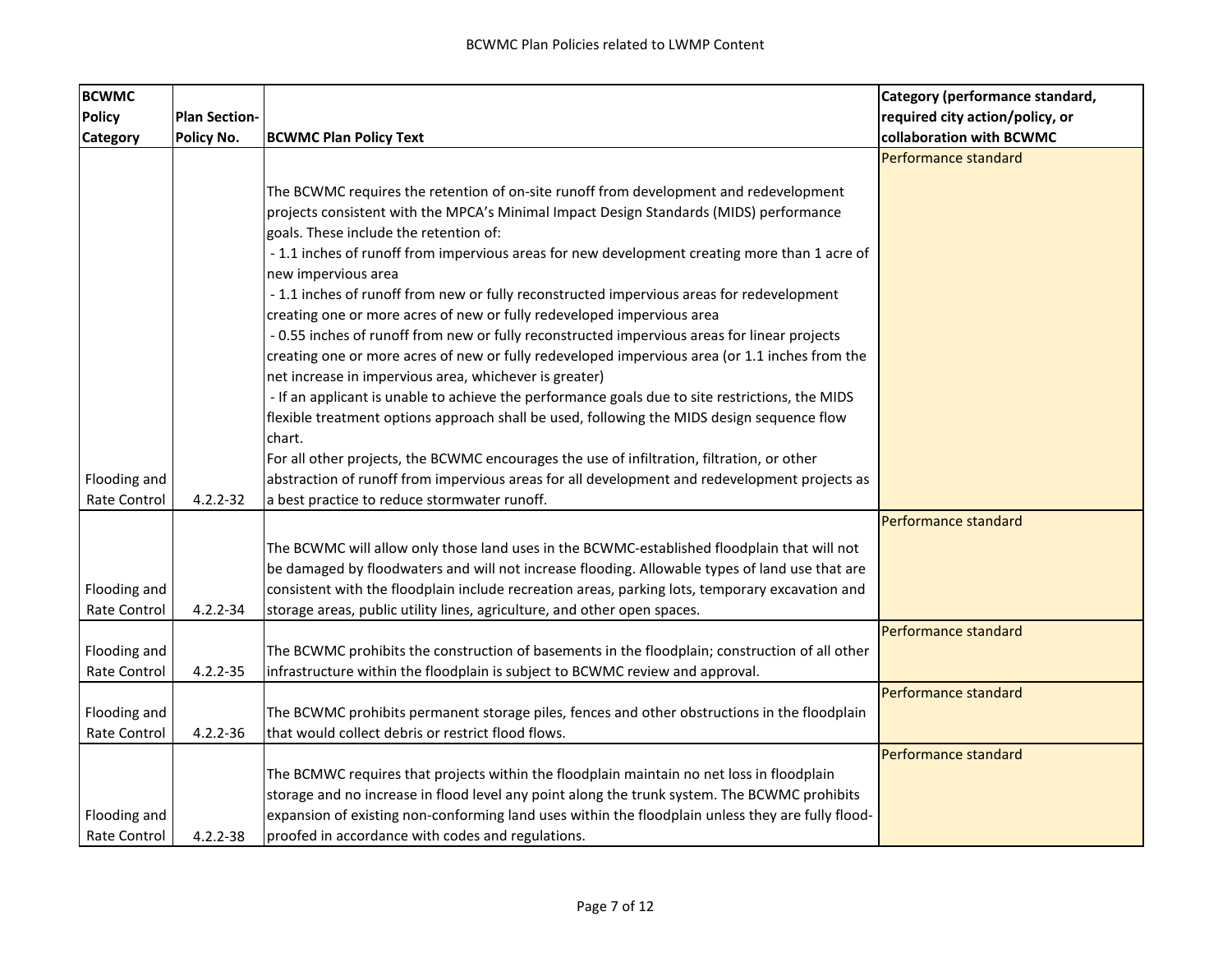| BCWMC Policy Category | Plan Section-Policy No. | BCWMC Plan Policy Text | Category (performance standard, required city action/policy, or collaboration with BCWMC |
|---|---|---|---|
| Flooding and Rate Control | 4.2.2-32 | The BCWMC requires the retention of on-site runoff from development and redevelopment projects consistent with the MPCA's Minimal Impact Design Standards (MIDS) performance goals. These include the retention of:<br>- 1.1 inches of runoff from impervious areas for new development creating more than 1 acre of new impervious area<br>- 1.1 inches of runoff from new or fully reconstructed impervious areas for redevelopment creating one or more acres of new or fully redeveloped impervious area<br>- 0.55 inches of runoff from new or fully reconstructed impervious areas for linear projects creating one or more acres of new or fully redeveloped impervious area (or 1.1 inches from the net increase in impervious area, whichever is greater)<br>- If an applicant is unable to achieve the performance goals due to site restrictions, the MIDS flexible treatment options approach shall be used, following the MIDS design sequence flow chart.<br>For all other projects, the BCWMC encourages the use of infiltration, filtration, or other abstraction of runoff from impervious areas for all development and redevelopment projects as a best practice to reduce stormwater runoff. | Performance standard |
| Flooding and Rate Control | 4.2.2-34 | The BCWMC will allow only those land uses in the BCWMC-established floodplain that will not be damaged by floodwaters and will not increase flooding. Allowable types of land use that are consistent with the floodplain include recreation areas, parking lots, temporary excavation and storage areas, public utility lines, agriculture, and other open spaces. | Performance standard |
| Flooding and Rate Control | 4.2.2-35 | The BCWMC prohibits the construction of basements in the floodplain; construction of all other infrastructure within the floodplain is subject to BCWMC review and approval. | Performance standard |
| Flooding and Rate Control | 4.2.2-36 | The BCWMC prohibits permanent storage piles, fences and other obstructions in the floodplain that would collect debris or restrict flood flows. | Performance standard |
| Flooding and Rate Control | 4.2.2-38 | The BCMWC requires that projects within the floodplain maintain no net loss in floodplain storage and no increase in flood level any point along the trunk system. The BCWMC prohibits expansion of existing non-conforming land uses within the floodplain unless they are fully flood-proofed in accordance with codes and regulations. | Performance standard |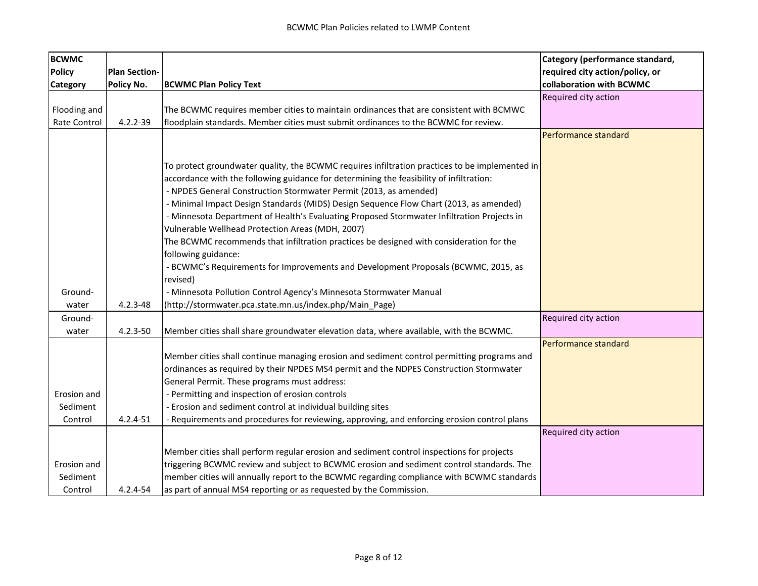BCWMC Plan Policies related to LWMP Content

| BCWMC Policy Category | Plan Section-Policy No. | BCWMC Plan Policy Text | Category (performance standard, required city action/policy, or collaboration with BCWMC |
|---|---|---|---|
| Flooding and Rate Control | 4.2.2-39 | The BCWMC requires member cities to maintain ordinances that are consistent with BCMWC floodplain standards. Member cities must submit ordinances to the BCWMC for review. | Required city action |
| Ground-water | 4.2.3-48 | To protect groundwater quality, the BCWMC requires infiltration practices to be implemented in accordance with the following guidance for determining the feasibility of infiltration:<br>- NPDES General Construction Stormwater Permit (2013, as amended)<br>- Minimal Impact Design Standards (MIDS) Design Sequence Flow Chart (2013, as amended)<br>- Minnesota Department of Health's Evaluating Proposed Stormwater Infiltration Projects in Vulnerable Wellhead Protection Areas (MDH, 2007)<br>The BCWMC recommends that infiltration practices be designed with consideration for the following guidance:<br>- BCWMC's Requirements for Improvements and Development Proposals (BCWMC, 2015, as revised)<br>- Minnesota Pollution Control Agency's Minnesota Stormwater Manual (http://stormwater.pca.state.mn.us/index.php/Main_Page) | Performance standard |
| Ground-water | 4.2.3-50 | Member cities shall share groundwater elevation data, where available, with the BCWMC. | Required city action |
| Erosion and Sediment Control | 4.2.4-51 | Member cities shall continue managing erosion and sediment control permitting programs and ordinances as required by their NPDES MS4 permit and the NDPES Construction Stormwater General Permit. These programs must address:<br>- Permitting and inspection of erosion controls<br>- Erosion and sediment control at individual building sites<br>- Requirements and procedures for reviewing, approving, and enforcing erosion control plans | Performance standard |
| Erosion and Sediment Control | 4.2.4-54 | Member cities shall perform regular erosion and sediment control inspections for projects triggering BCWMC review and subject to BCWMC erosion and sediment control standards. The member cities will annually report to the BCWMC regarding compliance with BCWMC standards as part of annual MS4 reporting or as requested by the Commission. | Required city action |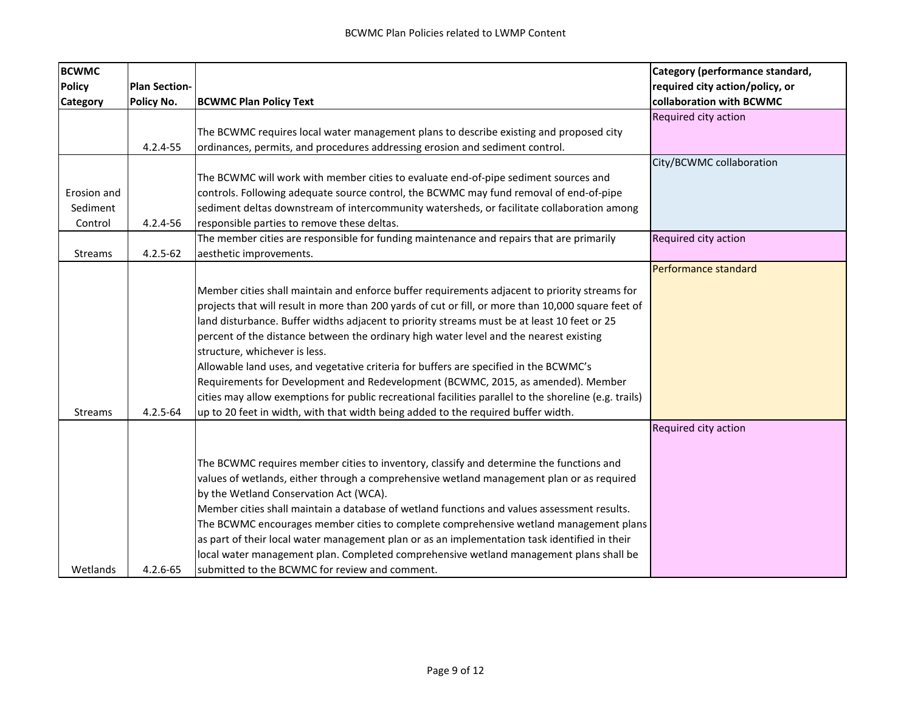| BCWMC Policy Category | Plan Section-Policy No. | BCWMC Plan Policy Text | Category (performance standard, required city action/policy, or collaboration with BCWMC |
|---|---|---|---|
| | 4.2.4-55 | The BCWMC requires local water management plans to describe existing and proposed city ordinances, permits, and procedures addressing erosion and sediment control. | Required city action |
| Erosion and Sediment Control | 4.2.4-56 | The BCWMC will work with member cities to evaluate end-of-pipe sediment sources and controls. Following adequate source control, the BCWMC may fund removal of end-of-pipe sediment deltas downstream of intercommunity watersheds, or facilitate collaboration among responsible parties to remove these deltas. | City/BCWMC collaboration |
| Streams | 4.2.5-62 | The member cities are responsible for funding maintenance and repairs that are primarily aesthetic improvements. | Required city action |
| Streams | 4.2.5-64 | Member cities shall maintain and enforce buffer requirements adjacent to priority streams for projects that will result in more than 200 yards of cut or fill, or more than 10,000 square feet of land disturbance. Buffer widths adjacent to priority streams must be at least 10 feet or 25 percent of the distance between the ordinary high water level and the nearest existing structure, whichever is less.<br>Allowable land uses, and vegetative criteria for buffers are specified in the BCWMC's Requirements for Development and Redevelopment (BCWMC, 2015, as amended). Member cities may allow exemptions for public recreational facilities parallel to the shoreline (e.g. trails) up to 20 feet in width, with that width being added to the required buffer width. | Performance standard |
| Wetlands | 4.2.6-65 | The BCWMC requires member cities to inventory, classify and determine the functions and values of wetlands, either through a comprehensive wetland management plan or as required by the Wetland Conservation Act (WCA).<br>Member cities shall maintain a database of wetland functions and values assessment results. The BCWMC encourages member cities to complete comprehensive wetland management plans as part of their local water management plan or as an implementation task identified in their local water management plan. Completed comprehensive wetland management plans shall be submitted to the BCWMC for review and comment. | Required city action |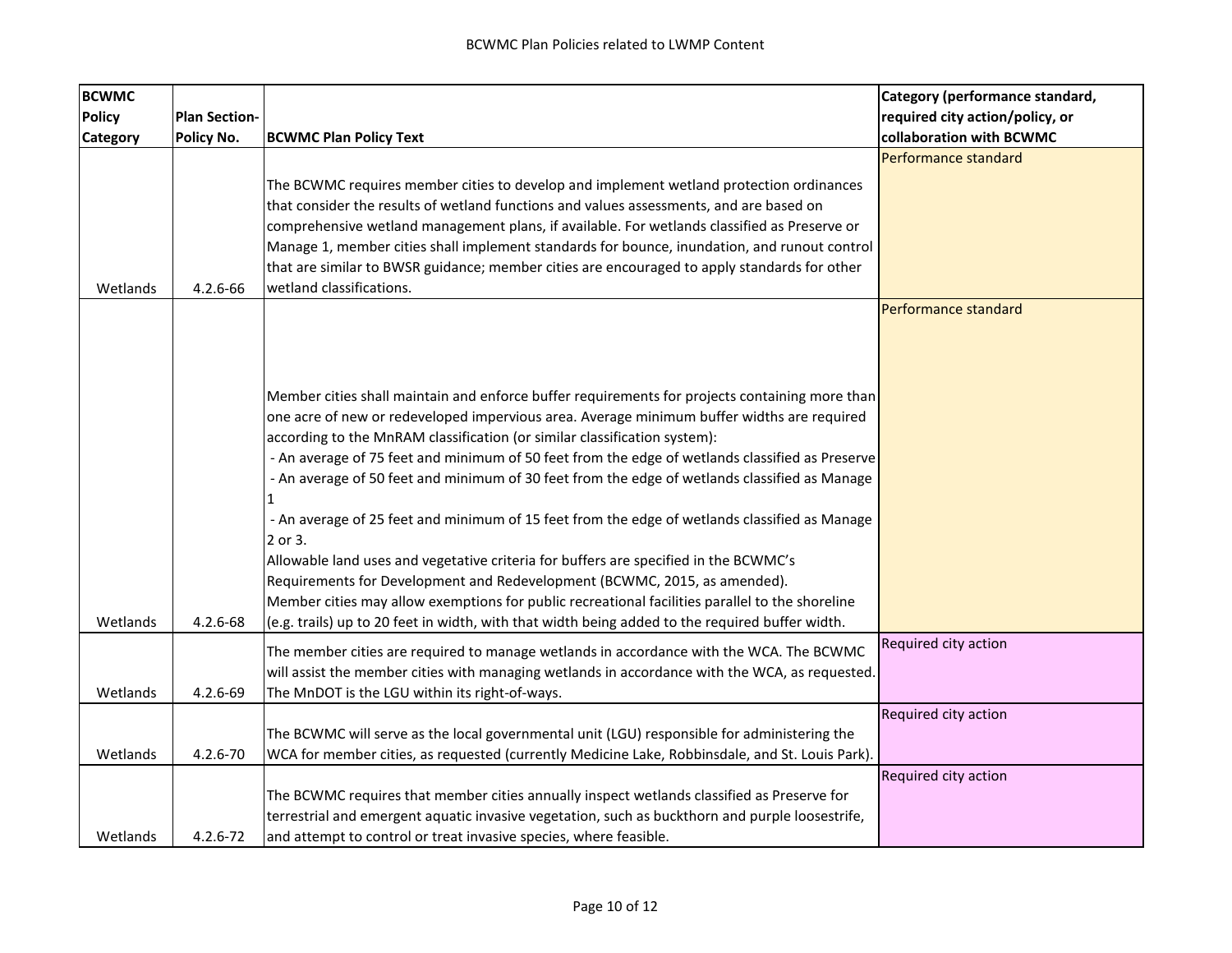| BCWMC Policy Category | Plan Section-Policy No. | BCWMC Plan Policy Text | Category (performance standard, required city action/policy, or collaboration with BCWMC |
|---|---|---|---|
| Wetlands | 4.2.6-66 | The BCWMC requires member cities to develop and implement wetland protection ordinances that consider the results of wetland functions and values assessments, and are based on comprehensive wetland management plans, if available. For wetlands classified as Preserve or Manage 1, member cities shall implement standards for bounce, inundation, and runout control that are similar to BWSR guidance; member cities are encouraged to apply standards for other wetland classifications. | Performance standard |
| Wetlands | 4.2.6-68 | Member cities shall maintain and enforce buffer requirements for projects containing more than one acre of new or redeveloped impervious area. Average minimum buffer widths are required according to the MnRAM classification (or similar classification system):<br>- An average of 75 feet and minimum of 50 feet from the edge of wetlands classified as Preserve<br>- An average of 50 feet and minimum of 30 feet from the edge of wetlands classified as Manage 1<br>- An average of 25 feet and minimum of 15 feet from the edge of wetlands classified as Manage 2 or 3.<br>Allowable land uses and vegetative criteria for buffers are specified in the BCWMC's Requirements for Development and Redevelopment (BCWMC, 2015, as amended).<br>Member cities may allow exemptions for public recreational facilities parallel to the shoreline (e.g. trails) up to 20 feet in width, with that width being added to the required buffer width. | Performance standard |
| Wetlands | 4.2.6-69 | The member cities are required to manage wetlands in accordance with the WCA. The BCWMC will assist the member cities with managing wetlands in accordance with the WCA, as requested. The MnDOT is the LGU within its right-of-ways. | Required city action |
| Wetlands | 4.2.6-70 | The BCWMC will serve as the local governmental unit (LGU) responsible for administering the WCA for member cities, as requested (currently Medicine Lake, Robbinsdale, and St. Louis Park). | Required city action |
| Wetlands | 4.2.6-72 | The BCWMC requires that member cities annually inspect wetlands classified as Preserve for terrestrial and emergent aquatic invasive vegetation, such as buckthorn and purple loosestrife, and attempt to control or treat invasive species, where feasible. | Required city action |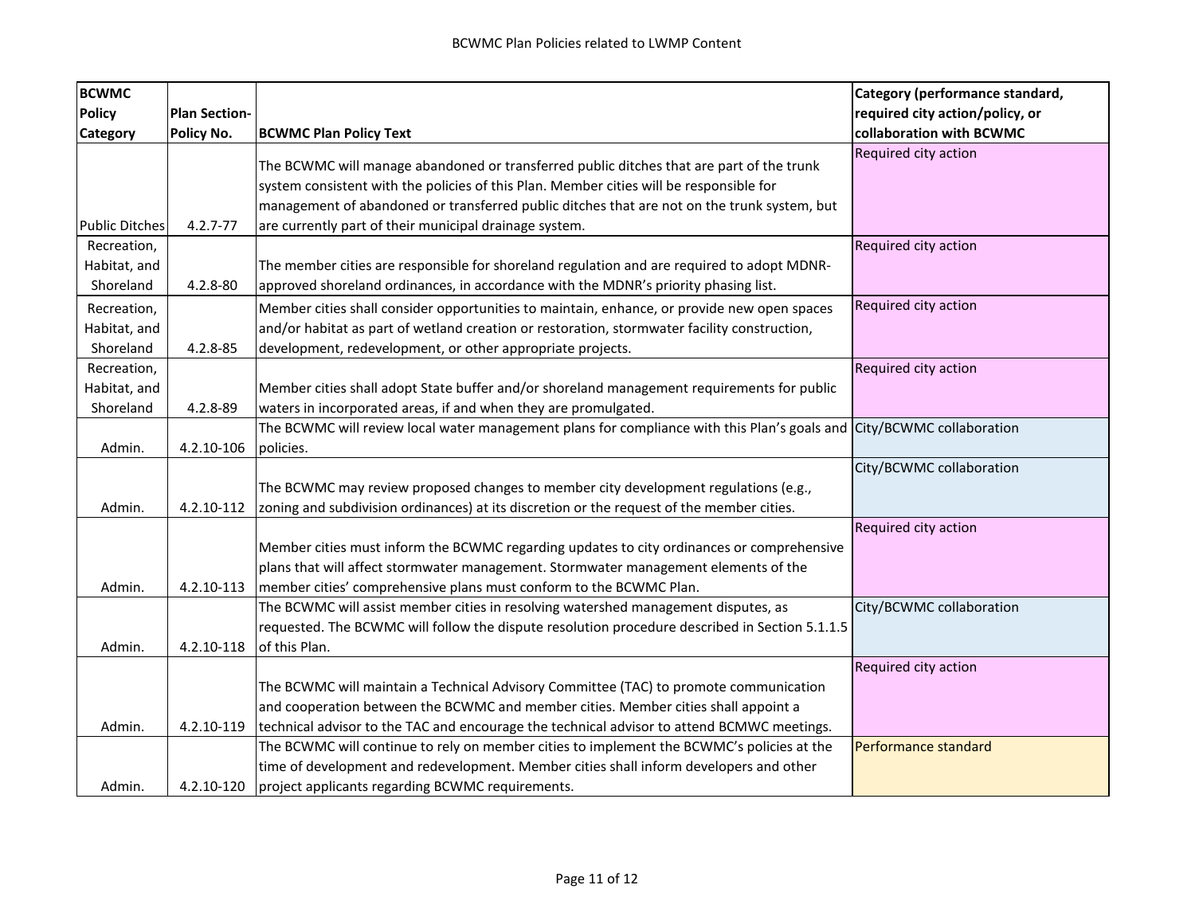| BCWMC Policy Category | Plan Section-Policy No. | BCWMC Plan Policy Text | Category (performance standard, required city action/policy, or collaboration with BCWMC |
|---|---|---|---|
| Public Ditches | 4.2.7-77 | The BCWMC will manage abandoned or transferred public ditches that are part of the trunk system consistent with the policies of this Plan. Member cities will be responsible for management of abandoned or transferred public ditches that are not on the trunk system, but are currently part of their municipal drainage system. | Required city action |
| Recreation, Habitat, and Shoreland | 4.2.8-80 | The member cities are responsible for shoreland regulation and are required to adopt MDNR-approved shoreland ordinances, in accordance with the MDNR's priority phasing list. | Required city action |
| Recreation, Habitat, and Shoreland | 4.2.8-85 | Member cities shall consider opportunities to maintain, enhance, or provide new open spaces and/or habitat as part of wetland creation or restoration, stormwater facility construction, development, redevelopment, or other appropriate projects. | Required city action |
| Recreation, Habitat, and Shoreland | 4.2.8-89 | Member cities shall adopt State buffer and/or shoreland management requirements for public waters in incorporated areas, if and when they are promulgated. | Required city action |
| Admin. | 4.2.10-106 | The BCWMC will review local water management plans for compliance with this Plan's goals and policies. | City/BCWMC collaboration |
| Admin. | 4.2.10-112 | The BCWMC may review proposed changes to member city development regulations (e.g., zoning and subdivision ordinances) at its discretion or the request of the member cities. | City/BCWMC collaboration |
| Admin. | 4.2.10-113 | Member cities must inform the BCWMC regarding updates to city ordinances or comprehensive plans that will affect stormwater management. Stormwater management elements of the member cities' comprehensive plans must conform to the BCWMC Plan. | Required city action |
| Admin. | 4.2.10-118 | The BCWMC will assist member cities in resolving watershed management disputes, as requested. The BCWMC will follow the dispute resolution procedure described in Section 5.1.1.5 of this Plan. | City/BCWMC collaboration |
| Admin. | 4.2.10-119 | The BCWMC will maintain a Technical Advisory Committee (TAC) to promote communication and cooperation between the BCWMC and member cities. Member cities shall appoint a technical advisor to the TAC and encourage the technical advisor to attend BCMWC meetings. | Required city action |
| Admin. | 4.2.10-120 | The BCWMC will continue to rely on member cities to implement the BCWMC's policies at the time of development and redevelopment. Member cities shall inform developers and other project applicants regarding BCWMC requirements. | Performance standard |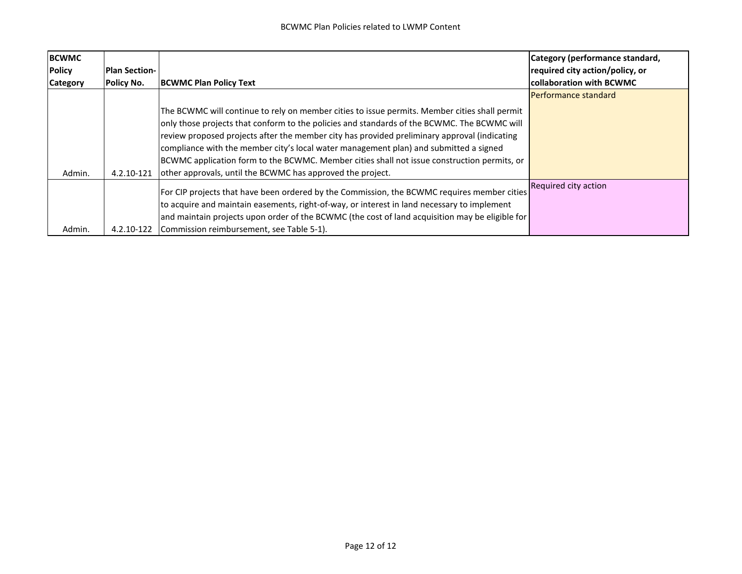| BCWMC Policy Category | Plan Section-Policy No. | BCWMC Plan Policy Text | Category (performance standard, required city action/policy, or collaboration with BCWMC |
|---|---|---|---|
| Admin. | 4.2.10-121 | The BCWMC will continue to rely on member cities to issue permits. Member cities shall permit only those projects that conform to the policies and standards of the BCWMC. The BCWMC will review proposed projects after the member city has provided preliminary approval (indicating compliance with the member city's local water management plan) and submitted a signed BCWMC application form to the BCWMC. Member cities shall not issue construction permits, or other approvals, until the BCWMC has approved the project. | Performance standard |
| Admin. | 4.2.10-122 | For CIP projects that have been ordered by the Commission, the BCWMC requires member cities to acquire and maintain easements, right-of-way, or interest in land necessary to implement and maintain projects upon order of the BCWMC (the cost of land acquisition may be eligible for Commission reimbursement, see Table 5-1). | Required city action |